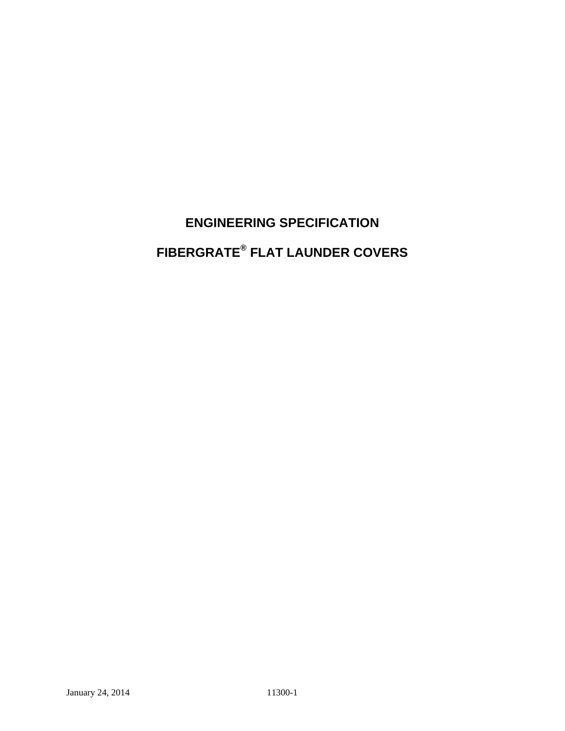# ENGINEERING SPECIFICATION

# FIBERGRATE® FLAT LAUNDER COVERS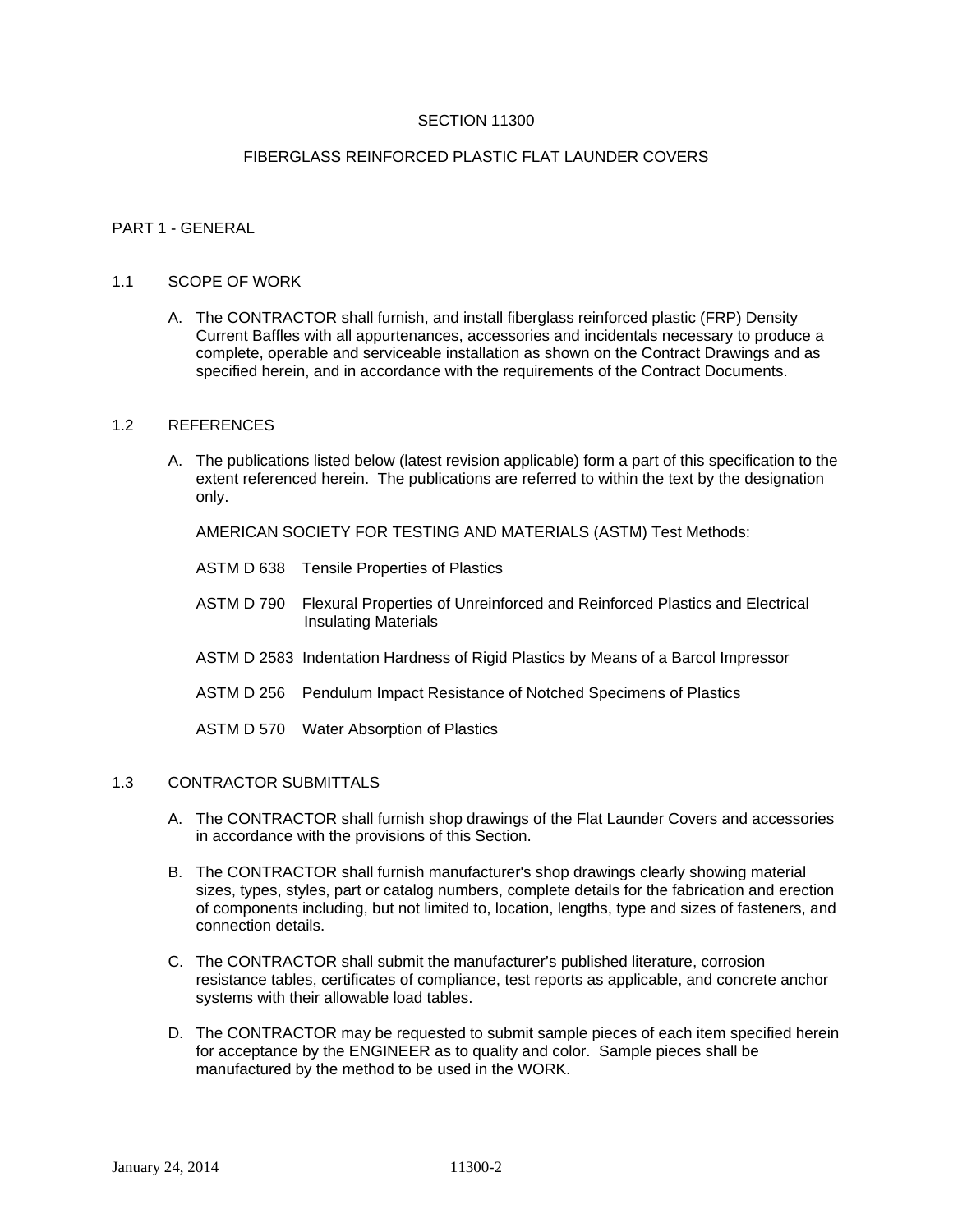SECTION 11300

FIBERGLASS REINFORCED PLASTIC FLAT LAUNDER COVERS

## PART 1 - GENERAL

### 1.1 SCOPE OF WORK

A. The CONTRACTOR shall furnish, and install fiberglass reinforced plastic (FRP) Density Current Baffles with all appurtenances, accessories and incidentals necessary to produce a complete, operable and serviceable installation as shown on the Contract Drawings and as specified herein, and in accordance with the requirements of the Contract Documents.

### 1.2 REFERENCES

A. The publications listed below (latest revision applicable) form a part of this specification to the extent referenced herein. The publications are referred to within the text by the designation only.

AMERICAN SOCIETY FOR TESTING AND MATERIALS (ASTM) Test Methods:

ASTM D 638 Tensile Properties of Plastics

ASTM D 790 Flexural Properties of Unreinforced and Reinforced Plastics and Electrical Insulating Materials

ASTM D 2583 Indentation Hardness of Rigid Plastics by Means of a Barcol Impressor

ASTM D 256 Pendulum Impact Resistance of Notched Specimens of Plastics

ASTM D 570 Water Absorption of Plastics

### 1.3 CONTRACTOR SUBMITTALS

A. The CONTRACTOR shall furnish shop drawings of the Flat Launder Covers and accessories in accordance with the provisions of this Section.

B. The CONTRACTOR shall furnish manufacturer's shop drawings clearly showing material sizes, types, styles, part or catalog numbers, complete details for the fabrication and erection of components including, but not limited to, location, lengths, type and sizes of fasteners, and connection details.

C. The CONTRACTOR shall submit the manufacturer's published literature, corrosion resistance tables, certificates of compliance, test reports as applicable, and concrete anchor systems with their allowable load tables.

D. The CONTRACTOR may be requested to submit sample pieces of each item specified herein for acceptance by the ENGINEER as to quality and color. Sample pieces shall be manufactured by the method to be used in the WORK.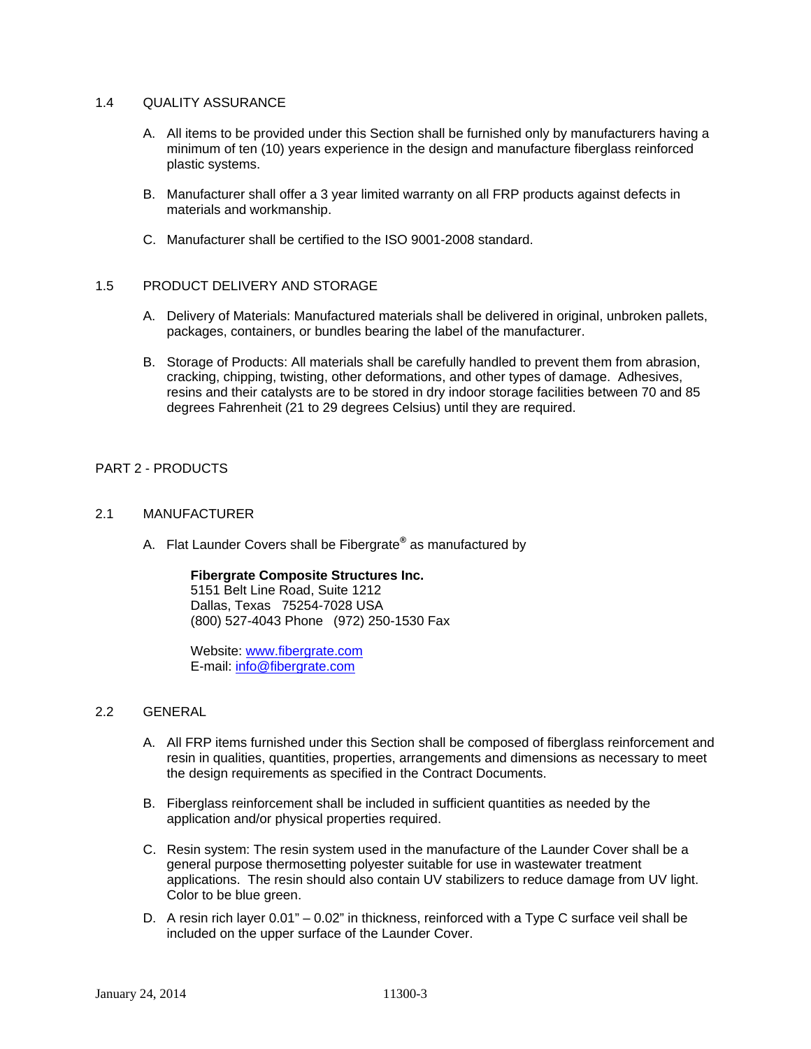## 1.4 QUALITY ASSURANCE

A. All items to be provided under this Section shall be furnished only by manufacturers having a minimum of ten (10) years experience in the design and manufacture fiberglass reinforced plastic systems.

B. Manufacturer shall offer a 3 year limited warranty on all FRP products against defects in materials and workmanship.

C. Manufacturer shall be certified to the ISO 9001-2008 standard.

## 1.5 PRODUCT DELIVERY AND STORAGE

A. Delivery of Materials: Manufactured materials shall be delivered in original, unbroken pallets, packages, containers, or bundles bearing the label of the manufacturer.

B. Storage of Products: All materials shall be carefully handled to prevent them from abrasion, cracking, chipping, twisting, other deformations, and other types of damage. Adhesives, resins and their catalysts are to be stored in dry indoor storage facilities between 70 and 85 degrees Fahrenheit (21 to 29 degrees Celsius) until they are required.

# PART 2 - PRODUCTS

## 2.1 MANUFACTURER

A. Flat Launder Covers shall be Fibergrate® as manufactured by

> **Fibergrate Composite Structures Inc.**
> 5151 Belt Line Road, Suite 1212
> Dallas, Texas 75254-7028 USA
> (800) 527-4043 Phone (972) 250-1530 Fax
>
> Website: www.fibergrate.com
> E-mail: info@fibergrate.com

## 2.2 GENERAL

A. All FRP items furnished under this Section shall be composed of fiberglass reinforcement and resin in qualities, quantities, properties, arrangements and dimensions as necessary to meet the design requirements as specified in the Contract Documents.

B. Fiberglass reinforcement shall be included in sufficient quantities as needed by the application and/or physical properties required.

C. Resin system: The resin system used in the manufacture of the Launder Cover shall be a general purpose thermosetting polyester suitable for use in wastewater treatment applications. The resin should also contain UV stabilizers to reduce damage from UV light. Color to be blue green.

D. A resin rich layer 0.01" – 0.02" in thickness, reinforced with a Type C surface veil shall be included on the upper surface of the Launder Cover.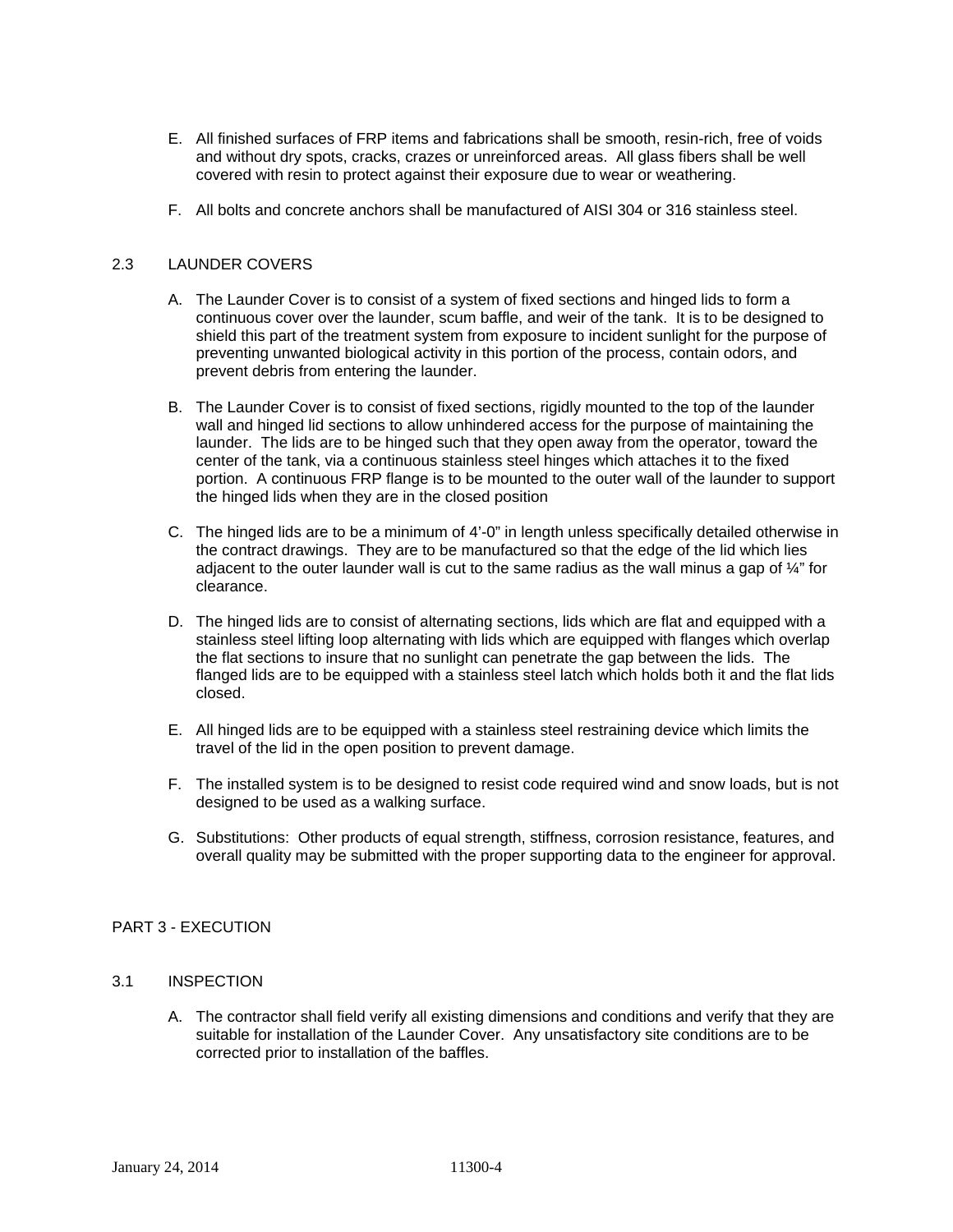E. All finished surfaces of FRP items and fabrications shall be smooth, resin-rich, free of voids and without dry spots, cracks, crazes or unreinforced areas. All glass fibers shall be well covered with resin to protect against their exposure due to wear or weathering.

F. All bolts and concrete anchors shall be manufactured of AISI 304 or 316 stainless steel.

## 2.3 LAUNDER COVERS

A. The Launder Cover is to consist of a system of fixed sections and hinged lids to form a continuous cover over the launder, scum baffle, and weir of the tank. It is to be designed to shield this part of the treatment system from exposure to incident sunlight for the purpose of preventing unwanted biological activity in this portion of the process, contain odors, and prevent debris from entering the launder.

B. The Launder Cover is to consist of fixed sections, rigidly mounted to the top of the launder wall and hinged lid sections to allow unhindered access for the purpose of maintaining the launder. The lids are to be hinged such that they open away from the operator, toward the center of the tank, via a continuous stainless steel hinges which attaches it to the fixed portion. A continuous FRP flange is to be mounted to the outer wall of the launder to support the hinged lids when they are in the closed position

C. The hinged lids are to be a minimum of 4'-0" in length unless specifically detailed otherwise in the contract drawings. They are to be manufactured so that the edge of the lid which lies adjacent to the outer launder wall is cut to the same radius as the wall minus a gap of ¼" for clearance.

D. The hinged lids are to consist of alternating sections, lids which are flat and equipped with a stainless steel lifting loop alternating with lids which are equipped with flanges which overlap the flat sections to insure that no sunlight can penetrate the gap between the lids. The flanged lids are to be equipped with a stainless steel latch which holds both it and the flat lids closed.

E. All hinged lids are to be equipped with a stainless steel restraining device which limits the travel of the lid in the open position to prevent damage.

F. The installed system is to be designed to resist code required wind and snow loads, but is not designed to be used as a walking surface.

G. Substitutions: Other products of equal strength, stiffness, corrosion resistance, features, and overall quality may be submitted with the proper supporting data to the engineer for approval.

# PART 3 - EXECUTION

## 3.1 INSPECTION

A. The contractor shall field verify all existing dimensions and conditions and verify that they are suitable for installation of the Launder Cover. Any unsatisfactory site conditions are to be corrected prior to installation of the baffles.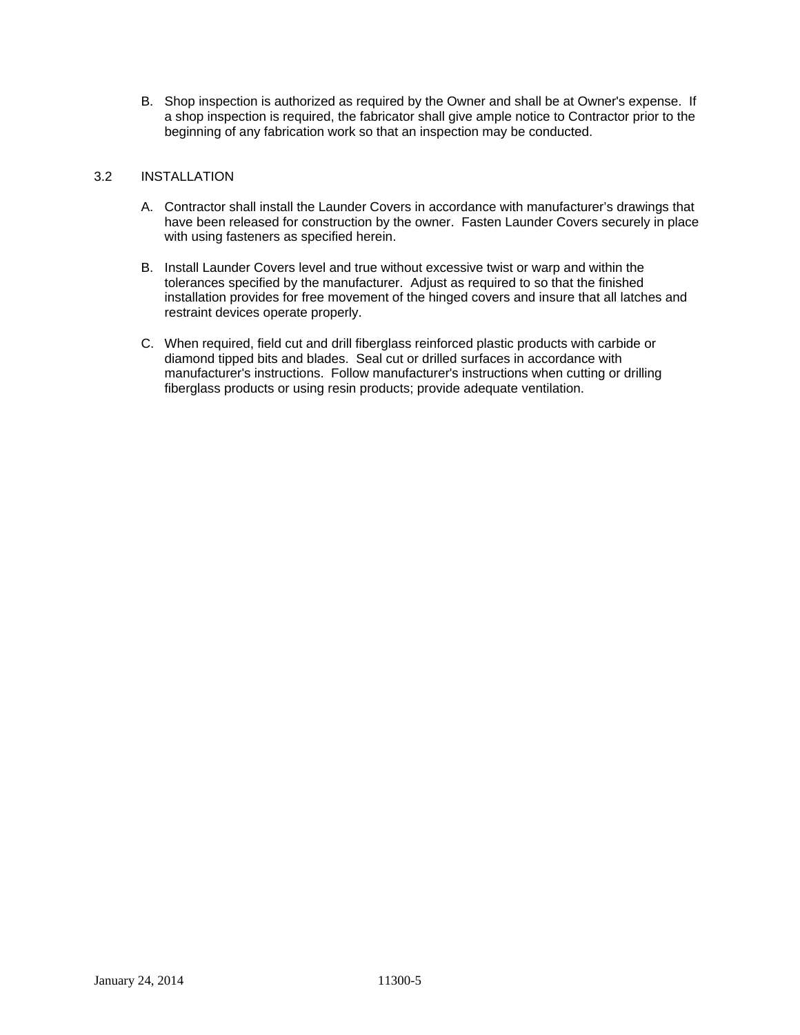B. Shop inspection is authorized as required by the Owner and shall be at Owner's expense. If a shop inspection is required, the fabricator shall give ample notice to Contractor prior to the beginning of any fabrication work so that an inspection may be conducted.

## 3.2 INSTALLATION

A. Contractor shall install the Launder Covers in accordance with manufacturer's drawings that have been released for construction by the owner. Fasten Launder Covers securely in place with using fasteners as specified herein.

B. Install Launder Covers level and true without excessive twist or warp and within the tolerances specified by the manufacturer. Adjust as required to so that the finished installation provides for free movement of the hinged covers and insure that all latches and restraint devices operate properly.

C. When required, field cut and drill fiberglass reinforced plastic products with carbide or diamond tipped bits and blades. Seal cut or drilled surfaces in accordance with manufacturer's instructions. Follow manufacturer's instructions when cutting or drilling fiberglass products or using resin products; provide adequate ventilation.